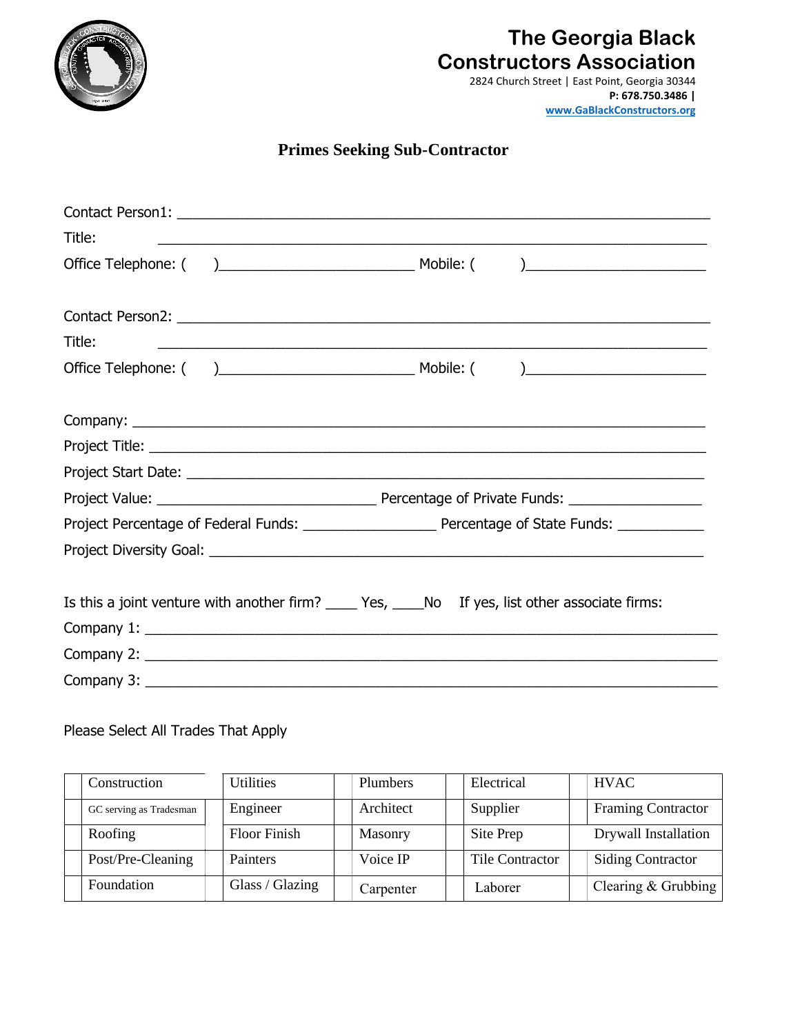# The Georgia Black Constructors Association

2824 Church Street | East Point, Georgia 30344
**P: 678.750.3486 |**
**www.GaBlackConstructors.org**

## Primes Seeking Sub-Contractor

Contact Person1: ___________________________________________________________________

Title: ___________________________________________________________________

Office Telephone: (   )________________________ Mobile: (   )________________________

Contact Person2: ___________________________________________________________________

Title: ___________________________________________________________________

Office Telephone: (   )________________________ Mobile: (   )________________________

Company: ___________________________________________________________________

Project Title: ___________________________________________________________________

Project Start Date: ___________________________________________________________________

Project Value: ____________________________ Percentage of Private Funds: _________________

Project Percentage of Federal Funds: _________________ Percentage of State Funds: ___________

Project Diversity Goal: ___________________________________________________________________

Is this a joint venture with another firm? ____ Yes, ____No If yes, list other associate firms:

Company 1: ___________________________________________________________________

Company 2: ___________________________________________________________________

Company 3: ___________________________________________________________________

Please Select All Trades That Apply

| | | | | | | | | | |
|---|---|---|---|---|---|---|---|---|---|
| | Construction | | Utilities | | Plumbers | | Electrical | | HVAC |
| | GC serving as Tradesman | | Engineer | | Architect | | Supplier | | Framing Contractor |
| | Roofing | | Floor Finish | | Masonry | | Site Prep | | Drywall Installation |
| | Post/Pre-Cleaning | | Painters | | Voice IP | | Tile Contractor | | Siding Contractor |
| | Foundation | | Glass / Glazing | | Carpenter | | Laborer | | Clearing & Grubbing |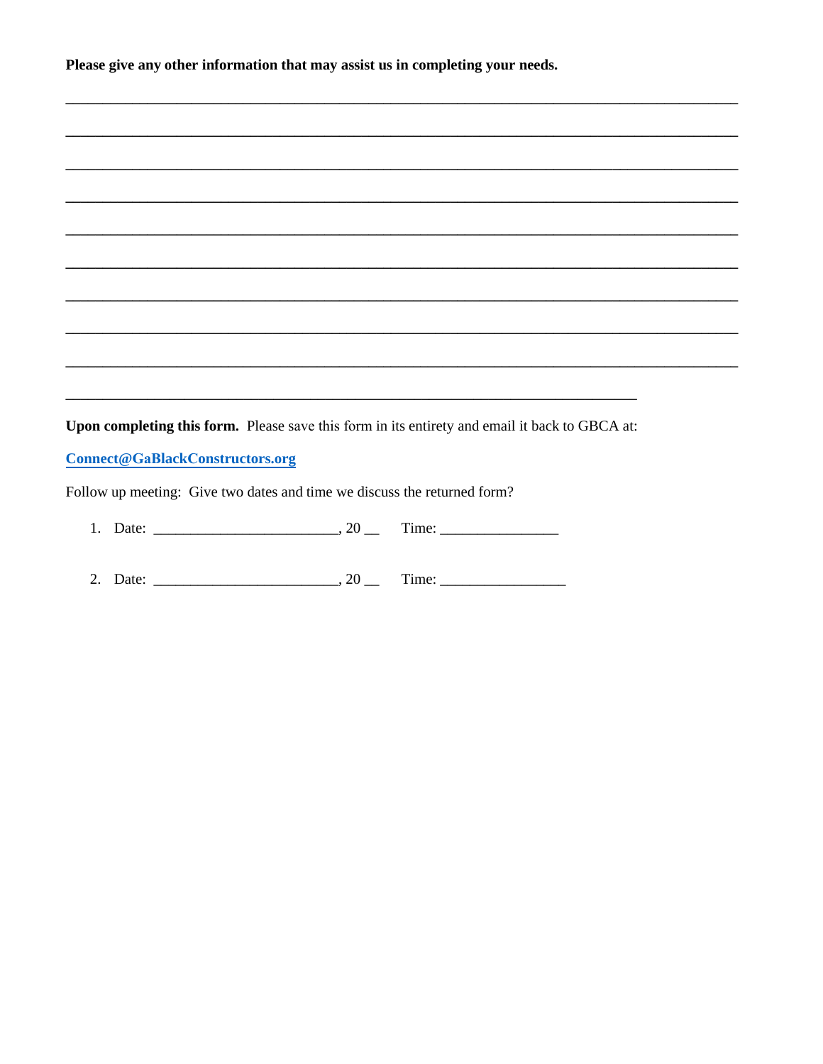**Please give any other information that may assist us in completing your needs.**

______________________________________________________________________________

______________________________________________________________________________

______________________________________________________________________________

______________________________________________________________________________

______________________________________________________________________________

______________________________________________________________________________

______________________________________________________________________________

______________________________________________________________________________

______________________________________________________________________________

_________________________________________________________________

**Upon completing this form.** Please save this form in its entirety and email it back to GBCA at:

**Connect@GaBlackConstructors.org**

Follow up meeting: Give two dates and time we discuss the returned form?

1. Date: ________________________, 20 __ Time: _______________

2. Date: ________________________, 20 __ Time: ________________